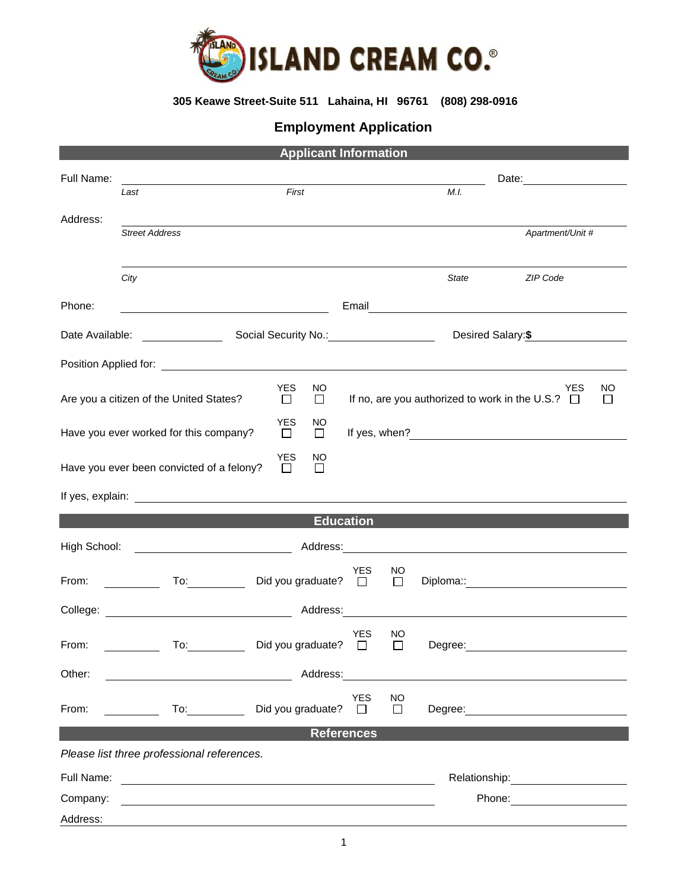# ISLAND CREAM CO.®

**305 Keawe Street-Suite 511 Lahaina, HI 96761 (808) 298-0916**

## Employment Application

### Applicant Information

Full Name: ______________________________________________ Date: ______________
*Last* *First* *M.I.*

Address: ______________________________________________
*Street Address* *Apartment/Unit #*

______________________________________________
*City* *State* *ZIP Code*

Phone: ______________________ Email ______________________

Date Available: __________ Social Security No.: ______________ Desired Salary: **$** ______________

Position Applied for: ______________________________________________

Are you a citizen of the United States? YES ☐ NO ☐ If no, are you authorized to work in the U.S.? YES ☐ NO ☐

Have you ever worked for this company? YES ☐ NO ☐ If yes, when? ______________________

Have you ever been convicted of a felony? YES ☐ NO ☐

If yes, explain: ______________________________________________

### Education

High School: ______________________ Address: ______________________

From: __________ To: __________ Did you graduate? YES ☐ NO ☐ Diploma:: ______________

College: ______________________ Address: ______________________

From: __________ To: __________ Did you graduate? YES ☐ NO ☐ Degree: ______________

Other: ______________________ Address: ______________________

From: __________ To: __________ Did you graduate? YES ☐ NO ☐ Degree: ______________

### References

*Please list three professional references.*

Full Name: ______________________ Relationship: ______________

Company: ______________________ Phone: ______________

Address: ______________________________________________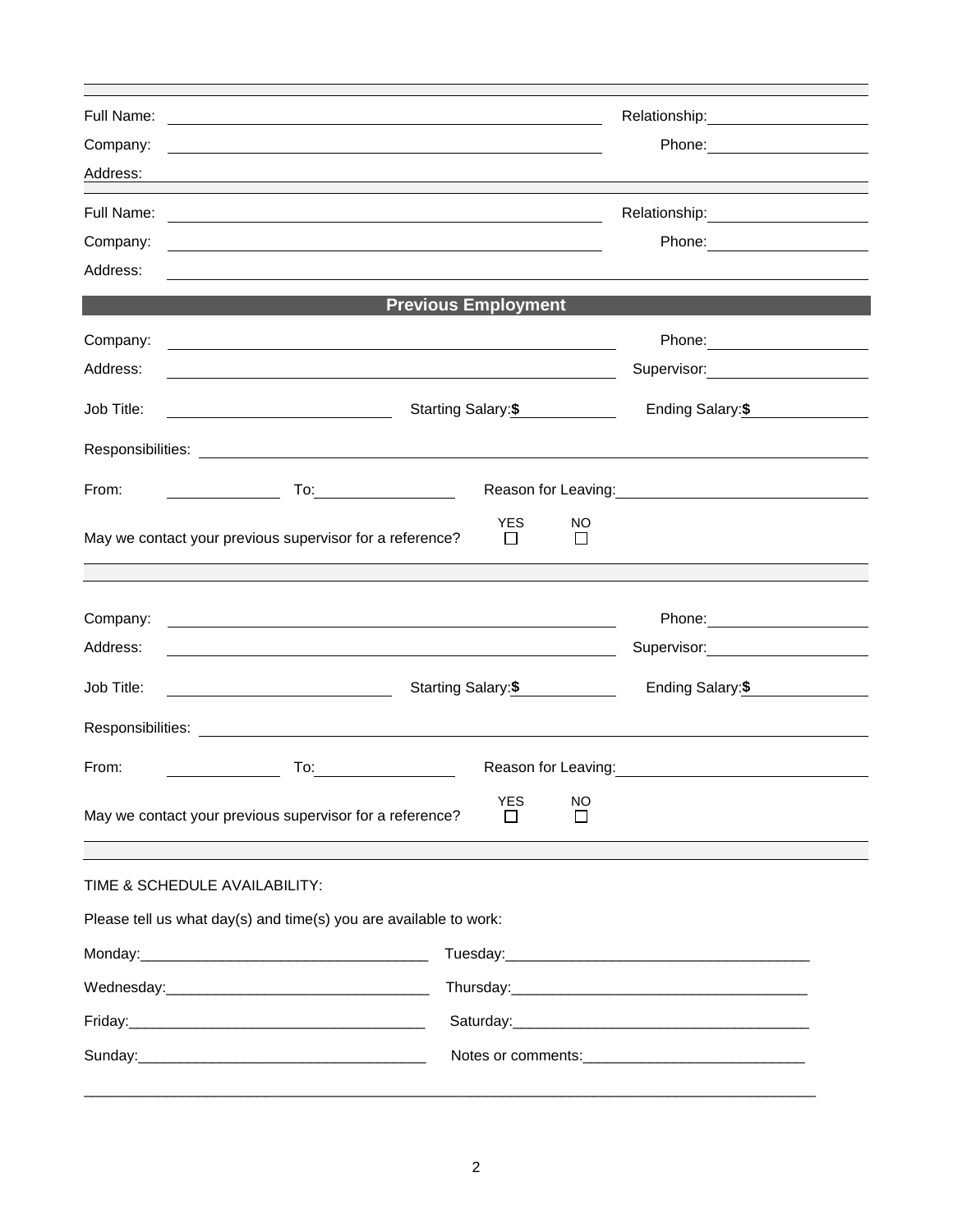Full Name: ______________________ Relationship: ______________

Company: ______________________ Phone: ______________

Address: ______________________________________________

---

Full Name: ______________________ Relationship: ______________

Company: ______________________ Phone: ______________

Address: ______________________________________________

## Previous Employment

Company: ______________________ Phone: ______________

Address: ______________________ Supervisor: ______________

Job Title: ______________ Starting Salary:**$** __________ Ending Salary:**$** __________

Responsibilities: ______________________________________________

From: __________ To: __________ Reason for Leaving: ______________________

May we contact your previous supervisor for a reference? YES ☐ NO ☐

---

Company: ______________________ Phone: ______________

Address: ______________________ Supervisor: ______________

Job Title: ______________ Starting Salary:**$** __________ Ending Salary:**$** __________

Responsibilities: ______________________________________________

From: __________ To: __________ Reason for Leaving: ______________________

May we contact your previous supervisor for a reference? YES ☐ NO ☐

---

TIME & SCHEDULE AVAILABILITY:

Please tell us what day(s) and time(s) you are available to work:

Monday:___________________________________ Tuesday:_____________________________________

Wednesday:________________________________ Thursday:____________________________________

Friday:____________________________________ Saturday:____________________________________

Sunday:___________________________________ Notes or comments:___________________________

_____________________________________________________________________________________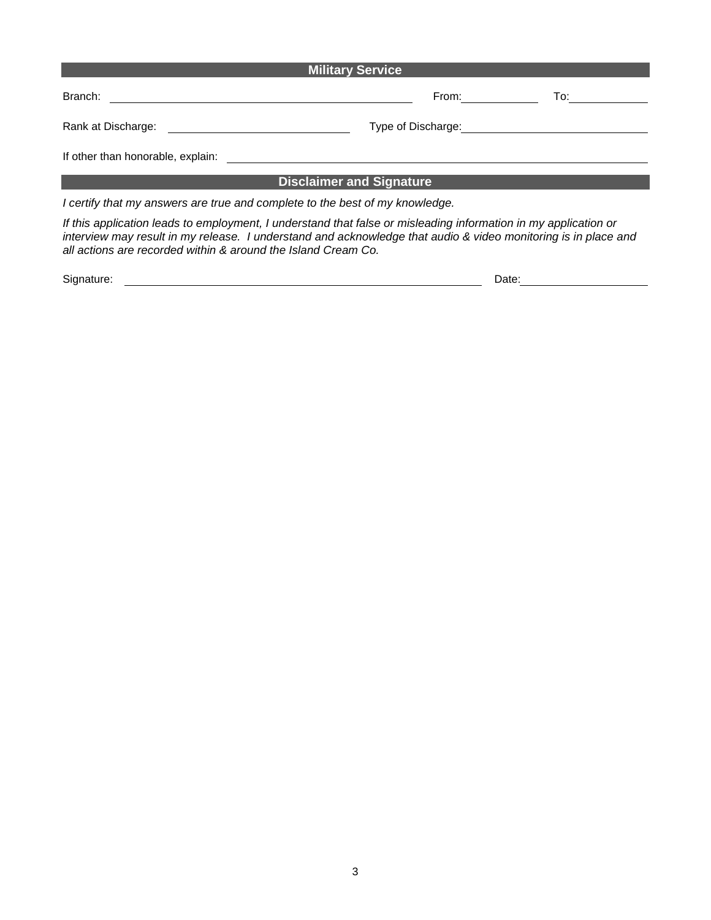## Military Service

Branch: ______________________________ From: ____________ To: ____________

Rank at Discharge: ______________________ Type of Discharge: ______________________

If other than honorable, explain: ______________________________________________

## Disclaimer and Signature

*I certify that my answers are true and complete to the best of my knowledge.*

*If this application leads to employment, I understand that false or misleading information in my application or interview may result in my release. I understand and acknowledge that audio & video monitoring is in place and all actions are recorded within & around the Island Cream Co.*

Signature: ______________________________________________ Date: ____________________